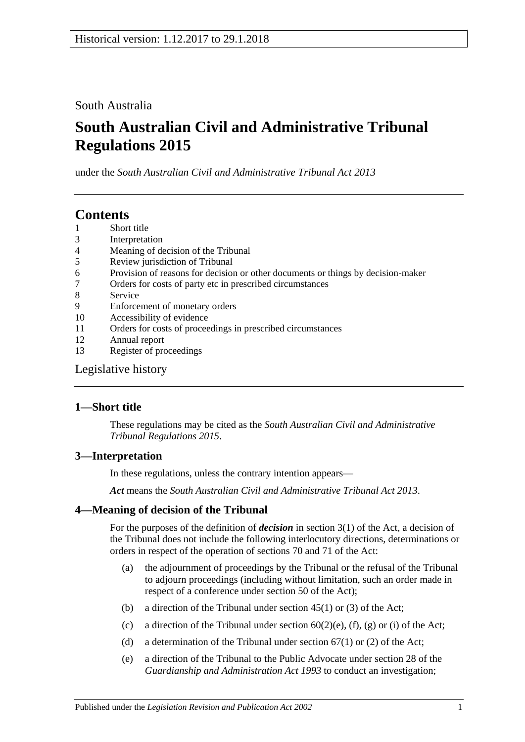South Australia

# South Australian Civil and Administrative Tribunal Regulations 2015

under the *South Australian Civil and Administrative Tribunal Act 2013*

## Contents

1 Short title
3 Interpretation
4 Meaning of decision of the Tribunal
5 Review jurisdiction of Tribunal
6 Provision of reasons for decision or other documents or things by decision-maker
7 Orders for costs of party etc in prescribed circumstances
8 Service
9 Enforcement of monetary orders
10 Accessibility of evidence
11 Orders for costs of proceedings in prescribed circumstances
12 Annual report
13 Register of proceedings

Legislative history

### 1—Short title

These regulations may be cited as the *South Australian Civil and Administrative Tribunal Regulations 2015*.

### 3—Interpretation

In these regulations, unless the contrary intention appears—

***Act*** means the *South Australian Civil and Administrative Tribunal Act 2013*.

### 4—Meaning of decision of the Tribunal

For the purposes of the definition of ***decision*** in section 3(1) of the Act, a decision of the Tribunal does not include the following interlocutory directions, determinations or orders in respect of the operation of sections 70 and 71 of the Act:

(a) the adjournment of proceedings by the Tribunal or the refusal of the Tribunal to adjourn proceedings (including without limitation, such an order made in respect of a conference under section 50 of the Act);

(b) a direction of the Tribunal under section 45(1) or (3) of the Act;

(c) a direction of the Tribunal under section 60(2)(e), (f), (g) or (i) of the Act;

(d) a determination of the Tribunal under section 67(1) or (2) of the Act;

(e) a direction of the Tribunal to the Public Advocate under section 28 of the *Guardianship and Administration Act 1993* to conduct an investigation;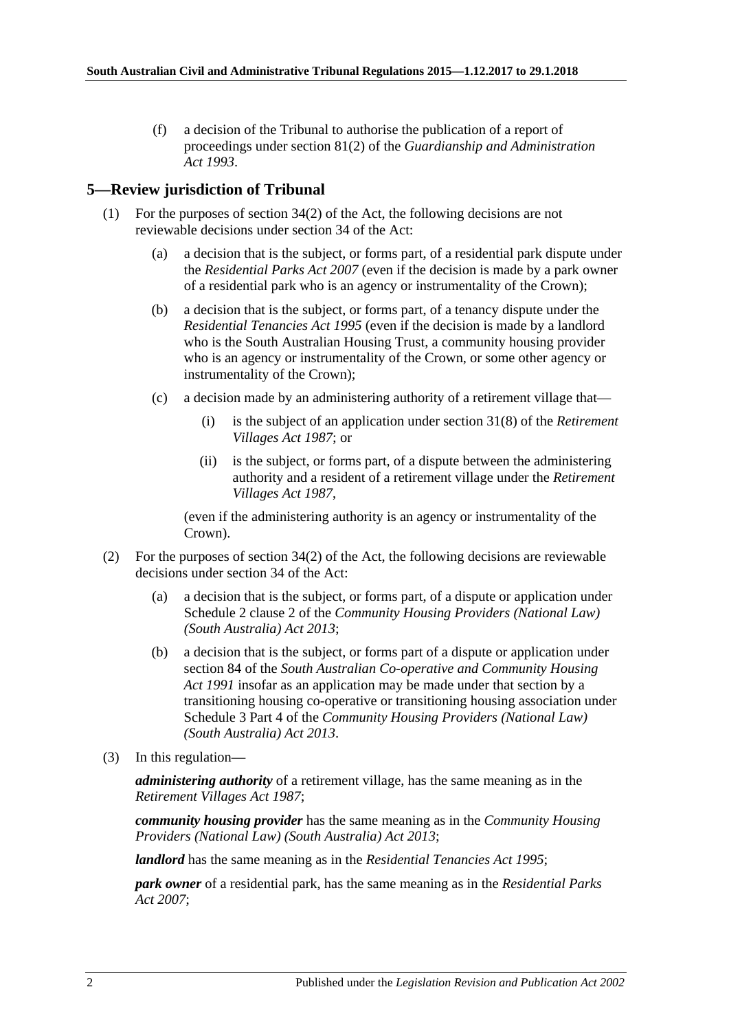(f) a decision of the Tribunal to authorise the publication of a report of proceedings under section 81(2) of the *Guardianship and Administration Act 1993*.

## 5—Review jurisdiction of Tribunal

(1) For the purposes of section 34(2) of the Act, the following decisions are not reviewable decisions under section 34 of the Act:

(a) a decision that is the subject, or forms part, of a residential park dispute under the *Residential Parks Act 2007* (even if the decision is made by a park owner of a residential park who is an agency or instrumentality of the Crown);

(b) a decision that is the subject, or forms part, of a tenancy dispute under the *Residential Tenancies Act 1995* (even if the decision is made by a landlord who is the South Australian Housing Trust, a community housing provider who is an agency or instrumentality of the Crown, or some other agency or instrumentality of the Crown);

(c) a decision made by an administering authority of a retirement village that—

(i) is the subject of an application under section 31(8) of the *Retirement Villages Act 1987*; or

(ii) is the subject, or forms part, of a dispute between the administering authority and a resident of a retirement village under the *Retirement Villages Act 1987*,

(even if the administering authority is an agency or instrumentality of the Crown).

(2) For the purposes of section 34(2) of the Act, the following decisions are reviewable decisions under section 34 of the Act:

(a) a decision that is the subject, or forms part, of a dispute or application under Schedule 2 clause 2 of the *Community Housing Providers (National Law) (South Australia) Act 2013*;

(b) a decision that is the subject, or forms part of a dispute or application under section 84 of the *South Australian Co-operative and Community Housing Act 1991* insofar as an application may be made under that section by a transitioning housing co-operative or transitioning housing association under Schedule 3 Part 4 of the *Community Housing Providers (National Law) (South Australia) Act 2013*.

(3) In this regulation—

***administering authority*** of a retirement village, has the same meaning as in the *Retirement Villages Act 1987*;

***community housing provider*** has the same meaning as in the *Community Housing Providers (National Law) (South Australia) Act 2013*;

***landlord*** has the same meaning as in the *Residential Tenancies Act 1995*;

***park owner*** of a residential park, has the same meaning as in the *Residential Parks Act 2007*;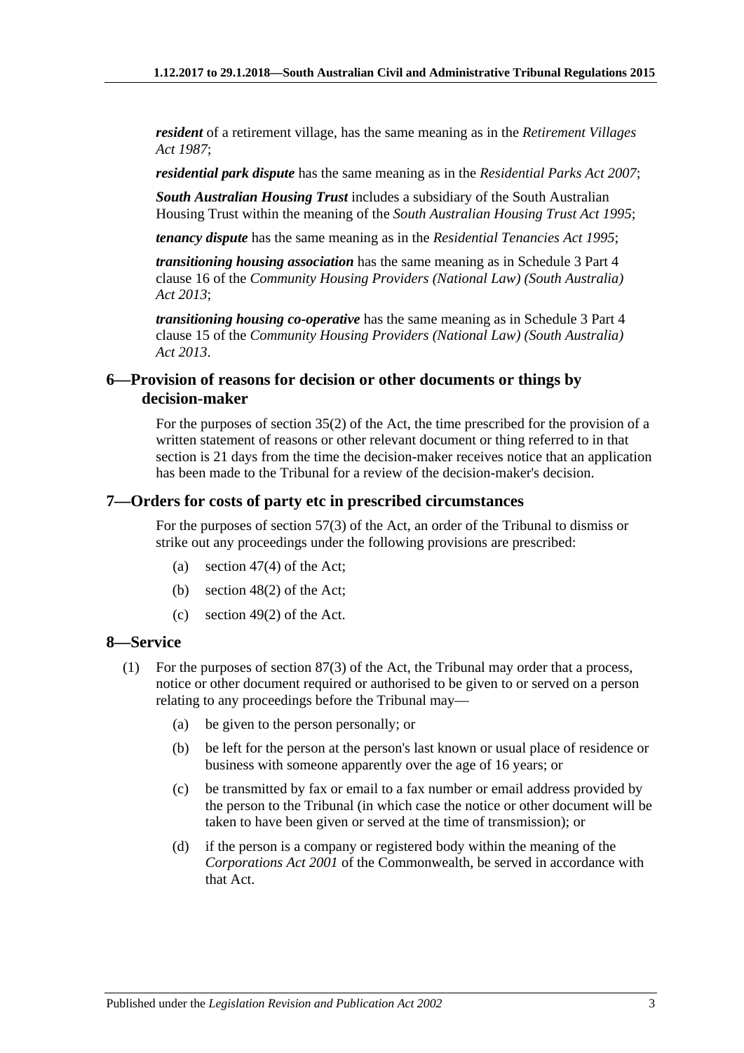***resident*** of a retirement village, has the same meaning as in the *Retirement Villages Act 1987*;

***residential park dispute*** has the same meaning as in the *Residential Parks Act 2007*;

***South Australian Housing Trust*** includes a subsidiary of the South Australian Housing Trust within the meaning of the *South Australian Housing Trust Act 1995*;

***tenancy dispute*** has the same meaning as in the *Residential Tenancies Act 1995*;

***transitioning housing association*** has the same meaning as in Schedule 3 Part 4 clause 16 of the *Community Housing Providers (National Law) (South Australia) Act 2013*;

***transitioning housing co-operative*** has the same meaning as in Schedule 3 Part 4 clause 15 of the *Community Housing Providers (National Law) (South Australia) Act 2013*.

## 6—Provision of reasons for decision or other documents or things by decision-maker

For the purposes of section 35(2) of the Act, the time prescribed for the provision of a written statement of reasons or other relevant document or thing referred to in that section is 21 days from the time the decision-maker receives notice that an application has been made to the Tribunal for a review of the decision-maker's decision.

## 7—Orders for costs of party etc in prescribed circumstances

For the purposes of section 57(3) of the Act, an order of the Tribunal to dismiss or strike out any proceedings under the following provisions are prescribed:

(a) section 47(4) of the Act;

(b) section 48(2) of the Act;

(c) section 49(2) of the Act.

## 8—Service

(1) For the purposes of section 87(3) of the Act, the Tribunal may order that a process, notice or other document required or authorised to be given to or served on a person relating to any proceedings before the Tribunal may—

(a) be given to the person personally; or

(b) be left for the person at the person's last known or usual place of residence or business with someone apparently over the age of 16 years; or

(c) be transmitted by fax or email to a fax number or email address provided by the person to the Tribunal (in which case the notice or other document will be taken to have been given or served at the time of transmission); or

(d) if the person is a company or registered body within the meaning of the *Corporations Act 2001* of the Commonwealth, be served in accordance with that Act.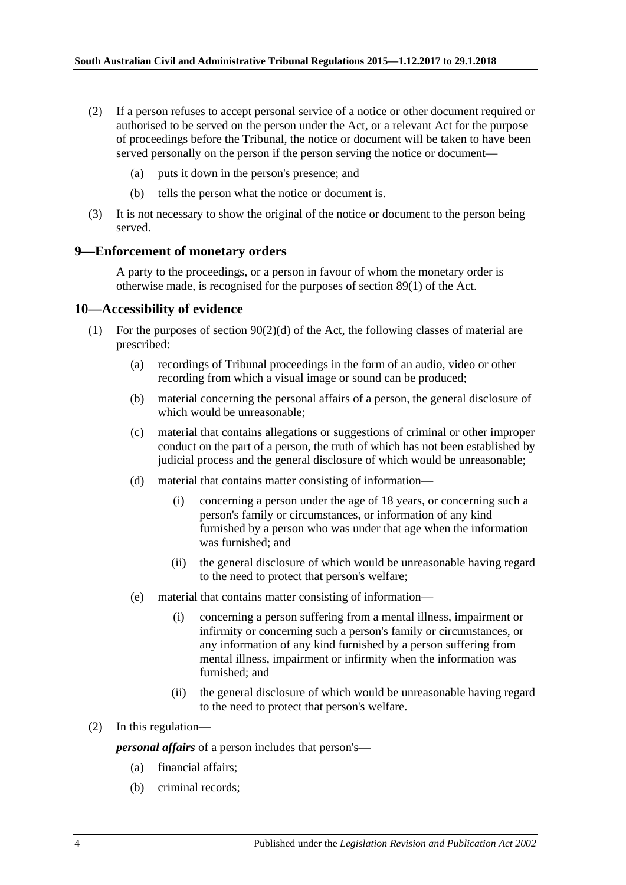(2) If a person refuses to accept personal service of a notice or other document required or authorised to be served on the person under the Act, or a relevant Act for the purpose of proceedings before the Tribunal, the notice or document will be taken to have been served personally on the person if the person serving the notice or document—

(a) puts it down in the person's presence; and

(b) tells the person what the notice or document is.

(3) It is not necessary to show the original of the notice or document to the person being served.

## 9—Enforcement of monetary orders

A party to the proceedings, or a person in favour of whom the monetary order is otherwise made, is recognised for the purposes of section 89(1) of the Act.

## 10—Accessibility of evidence

(1) For the purposes of section 90(2)(d) of the Act, the following classes of material are prescribed:

(a) recordings of Tribunal proceedings in the form of an audio, video or other recording from which a visual image or sound can be produced;

(b) material concerning the personal affairs of a person, the general disclosure of which would be unreasonable;

(c) material that contains allegations or suggestions of criminal or other improper conduct on the part of a person, the truth of which has not been established by judicial process and the general disclosure of which would be unreasonable;

(d) material that contains matter consisting of information—

(i) concerning a person under the age of 18 years, or concerning such a person's family or circumstances, or information of any kind furnished by a person who was under that age when the information was furnished; and

(ii) the general disclosure of which would be unreasonable having regard to the need to protect that person's welfare;

(e) material that contains matter consisting of information—

(i) concerning a person suffering from a mental illness, impairment or infirmity or concerning such a person's family or circumstances, or any information of any kind furnished by a person suffering from mental illness, impairment or infirmity when the information was furnished; and

(ii) the general disclosure of which would be unreasonable having regard to the need to protect that person's welfare.

(2) In this regulation—

***personal affairs*** of a person includes that person's—

(a) financial affairs;

(b) criminal records;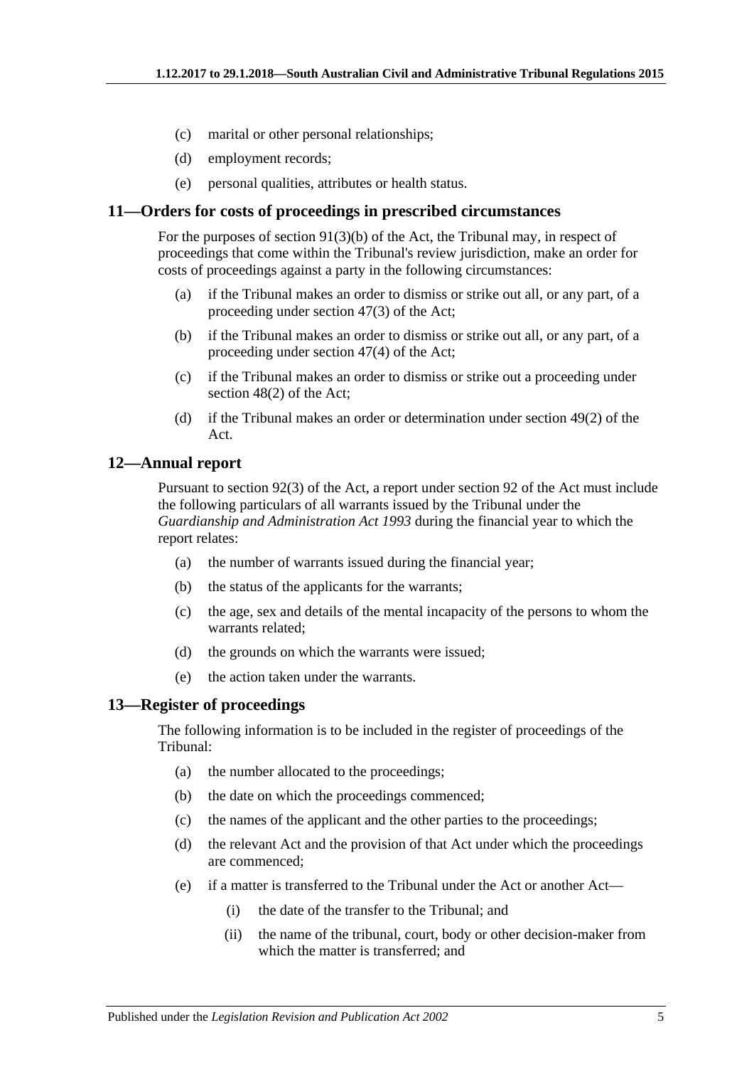(c) marital or other personal relationships;

(d) employment records;

(e) personal qualities, attributes or health status.

## 11—Orders for costs of proceedings in prescribed circumstances

For the purposes of section 91(3)(b) of the Act, the Tribunal may, in respect of proceedings that come within the Tribunal's review jurisdiction, make an order for costs of proceedings against a party in the following circumstances:

(a) if the Tribunal makes an order to dismiss or strike out all, or any part, of a proceeding under section 47(3) of the Act;

(b) if the Tribunal makes an order to dismiss or strike out all, or any part, of a proceeding under section 47(4) of the Act;

(c) if the Tribunal makes an order to dismiss or strike out a proceeding under section 48(2) of the Act;

(d) if the Tribunal makes an order or determination under section 49(2) of the Act.

## 12—Annual report

Pursuant to section 92(3) of the Act, a report under section 92 of the Act must include the following particulars of all warrants issued by the Tribunal under the *Guardianship and Administration Act 1993* during the financial year to which the report relates:

(a) the number of warrants issued during the financial year;

(b) the status of the applicants for the warrants;

(c) the age, sex and details of the mental incapacity of the persons to whom the warrants related;

(d) the grounds on which the warrants were issued;

(e) the action taken under the warrants.

## 13—Register of proceedings

The following information is to be included in the register of proceedings of the Tribunal:

(a) the number allocated to the proceedings;

(b) the date on which the proceedings commenced;

(c) the names of the applicant and the other parties to the proceedings;

(d) the relevant Act and the provision of that Act under which the proceedings are commenced;

(e) if a matter is transferred to the Tribunal under the Act or another Act—

 (i) the date of the transfer to the Tribunal; and

 (ii) the name of the tribunal, court, body or other decision-maker from which the matter is transferred; and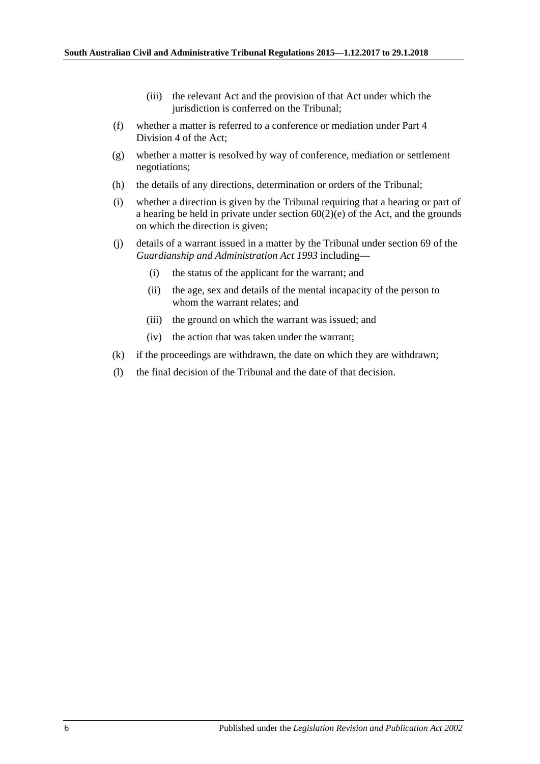(iii) the relevant Act and the provision of that Act under which the jurisdiction is conferred on the Tribunal;

(f) whether a matter is referred to a conference or mediation under Part 4 Division 4 of the Act;

(g) whether a matter is resolved by way of conference, mediation or settlement negotiations;

(h) the details of any directions, determination or orders of the Tribunal;

(i) whether a direction is given by the Tribunal requiring that a hearing or part of a hearing be held in private under section 60(2)(e) of the Act, and the grounds on which the direction is given;

(j) details of a warrant issued in a matter by the Tribunal under section 69 of the *Guardianship and Administration Act 1993* including—

   (i) the status of the applicant for the warrant; and

   (ii) the age, sex and details of the mental incapacity of the person to whom the warrant relates; and

   (iii) the ground on which the warrant was issued; and

   (iv) the action that was taken under the warrant;

(k) if the proceedings are withdrawn, the date on which they are withdrawn;

(l) the final decision of the Tribunal and the date of that decision.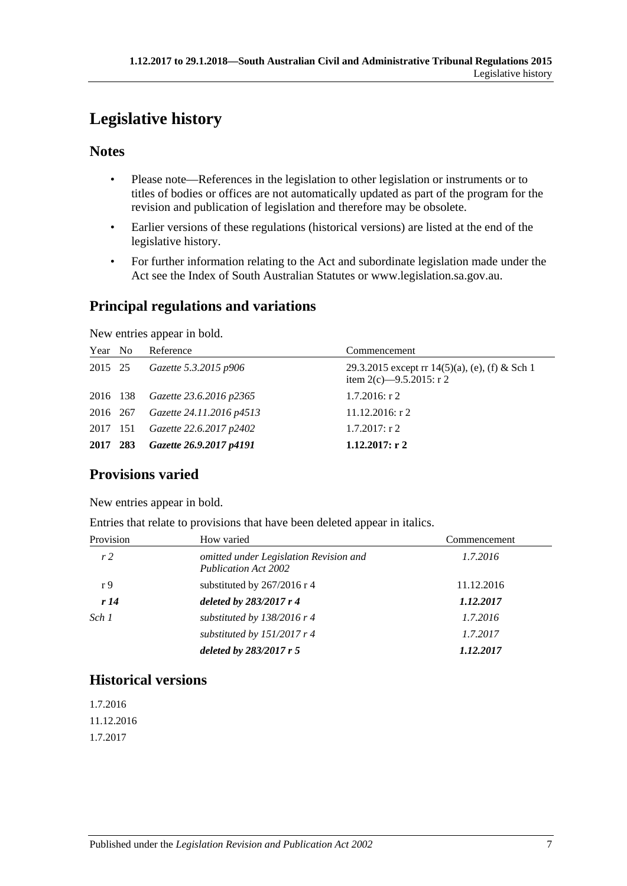# Legislative history

## Notes

- Please note—References in the legislation to other legislation or instruments or to titles of bodies or offices are not automatically updated as part of the program for the revision and publication of legislation and therefore may be obsolete.
- Earlier versions of these regulations (historical versions) are listed at the end of the legislative history.
- For further information relating to the Act and subordinate legislation made under the Act see the Index of South Australian Statutes or www.legislation.sa.gov.au.

## Principal regulations and variations

New entries appear in bold.

| Year | No | Reference | Commencement |
|---|---|---|---|
| 2015 | 25 | *Gazette 5.3.2015 p906* | 29.3.2015 except rr 14(5)(a), (e), (f) & Sch 1 item 2(c)—9.5.2015: r 2 |
| 2016 | 138 | *Gazette 23.6.2016 p2365* | 1.7.2016: r 2 |
| 2016 | 267 | *Gazette 24.11.2016 p4513* | 11.12.2016: r 2 |
| 2017 | 151 | *Gazette 22.6.2017 p2402* | 1.7.2017: r 2 |
| **2017** | **283** | ***Gazette 26.9.2017 p4191*** | **1.12.2017: r 2** |

## Provisions varied

New entries appear in bold.

Entries that relate to provisions that have been deleted appear in italics.

| Provision | How varied | Commencement |
|---|---|---|
| *r 2* | *omitted under Legislation Revision and Publication Act 2002* | *1.7.2016* |
| r 9 | substituted by 267/2016 r 4 | 11.12.2016 |
| ***r 14*** | ***deleted by 283/2017 r 4*** | ***1.12.2017*** |
| *Sch 1* | *substituted by 138/2016 r 4* | *1.7.2016* |
| | *substituted by 151/2017 r 4* | *1.7.2017* |
| | ***deleted by 283/2017 r 5*** | ***1.12.2017*** |

## Historical versions

1.7.2016

11.12.2016

1.7.2017